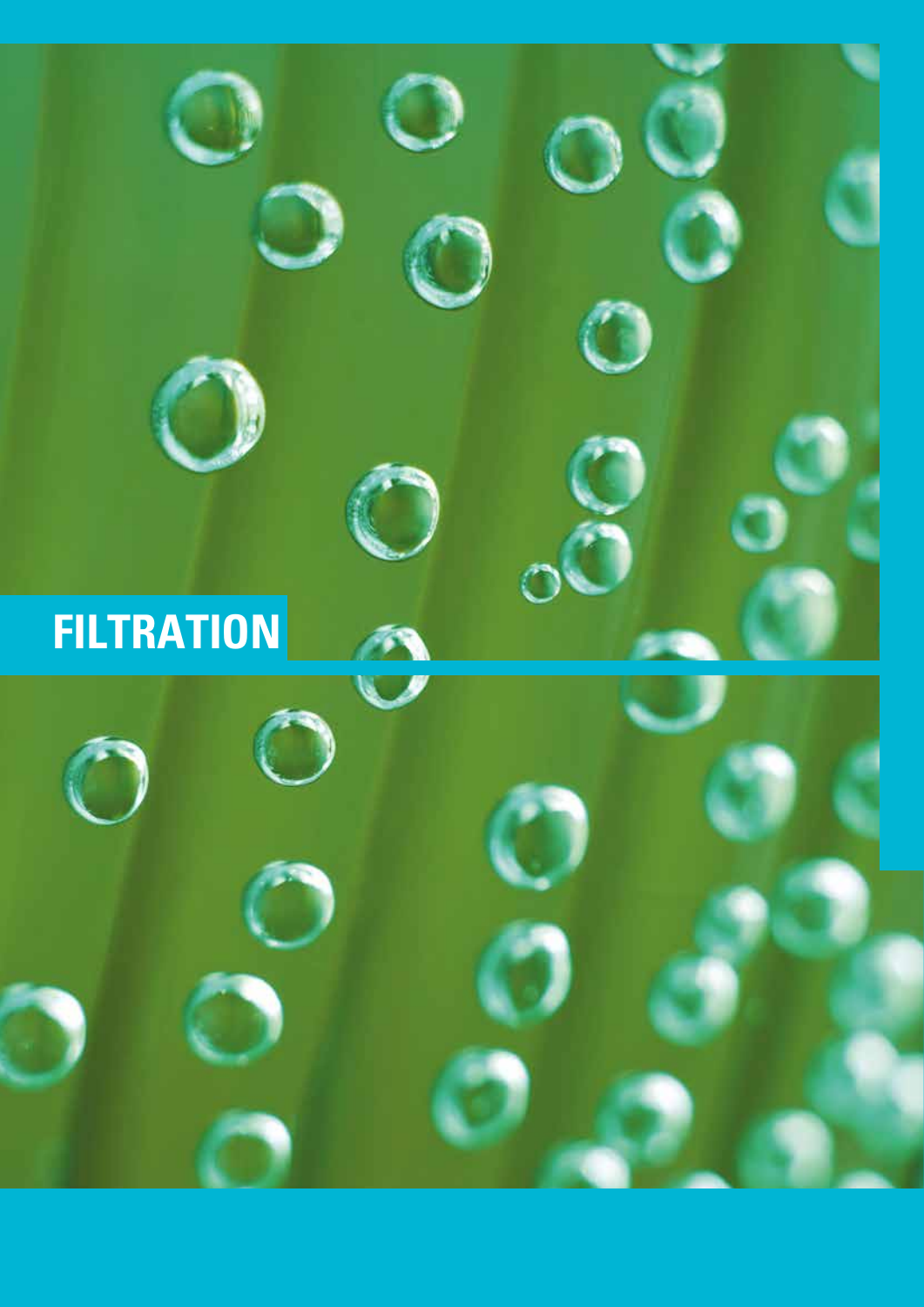# FILTRATION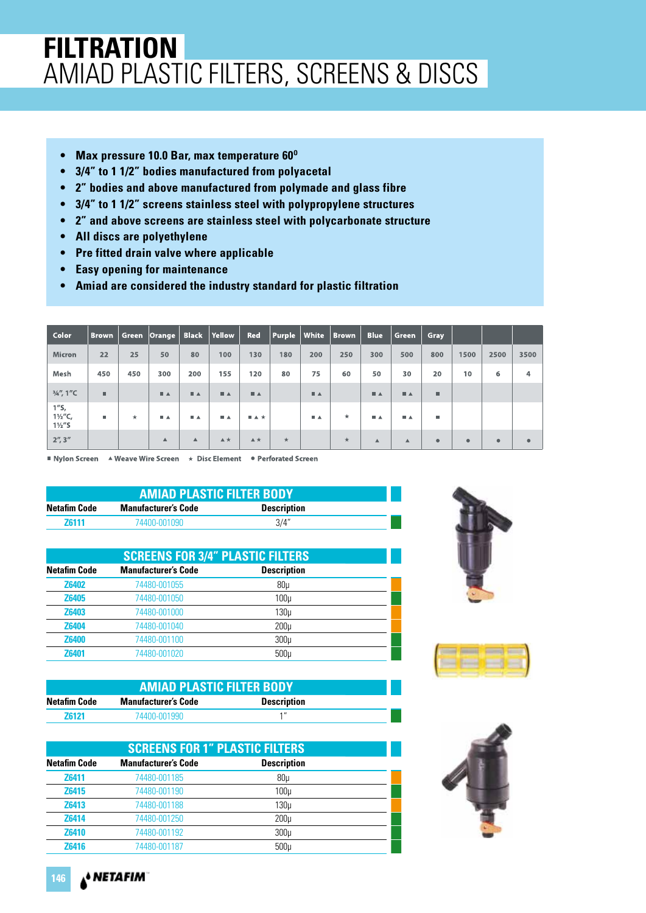# FILTRATION

## AMIAD PLASTIC FILTERS, SCREENS & DISCS

- Max pressure 10.0 Bar, max temperature 60°
- 3/4" to 1 1/2" bodies manufactured from polyacetal
- 2" bodies and above manufactured from polymade and glass fibre
- 3/4" to 1 1/2" screens stainless steel with polypropylene structures
- 2" and above screens are stainless steel with polycarbonate structure
- All discs are polyethylene
- Pre fitted drain valve where applicable
- Easy opening for maintenance
- Amiad are considered the industry standard for plastic filtration

| Color | Brown | Green | Orange | Black | Yellow | Red | Purple | White | Brown | Blue | Green | Gray | | | |
|---|---|---|---|---|---|---|---|---|---|---|---|---|---|---|---|
| Micron | 22 | 25 | 50 | 80 | 100 | 130 | 180 | 200 | 250 | 300 | 500 | 800 | 1500 | 2500 | 3500 |
| Mesh | 450 | 450 | 300 | 200 | 155 | 120 | 80 | 75 | 60 | 50 | 30 | 20 | 10 | 6 | 4 |
| ¾", 1"C | ■ | | ■ ▲ | ■ ▲ | ■ ▲ | ■ ▲ | | ■ ▲ | | ■ ▲ | ■ ▲ | ■ | | | |
| 1"S, 1½"C, 1½"S | ■ | ★ | ■ ▲ | ■ ▲ | ■ ▲ | ■ ▲ ★ | | ■ ▲ | ★ | ■ ▲ | ■ ▲ | ■ | | | |
| 2", 3" | | | ▲ | ▲ | ▲ ★ | ▲ ★ | ★ | | ★ | ▲ | ▲ | ● | ● | ● | ● |

■ Nylon Screen ▲ Weave Wire Screen ★ Disc Element ● Perforated Screen

### AMIAD PLASTIC FILTER BODY

| Netafim Code | Manufacturer's Code | Description |
|---|---|---|
| Z6111 | 74400-001090 | 3/4" |

### SCREENS FOR 3/4" PLASTIC FILTERS

| Netafim Code | Manufacturer's Code | Description |
|---|---|---|
| Z6402 | 74480-001055 | 80µ |
| Z6405 | 74480-001050 | 100µ |
| Z6403 | 74480-001000 | 130µ |
| Z6404 | 74480-001040 | 200µ |
| Z6400 | 74480-001100 | 300µ |
| Z6401 | 74480-001020 | 500µ |

### AMIAD PLASTIC FILTER BODY

| Netafim Code | Manufacturer's Code | Description |
|---|---|---|
| Z6121 | 74400-001990 | 1" |

### SCREENS FOR 1" PLASTIC FILTERS

| Netafim Code | Manufacturer's Code | Description |
|---|---|---|
| Z6411 | 74480-001185 | 80µ |
| Z6415 | 74480-001190 | 100µ |
| Z6413 | 74480-001188 | 130µ |
| Z6414 | 74480-001250 | 200µ |
| Z6410 | 74480-001192 | 300µ |
| Z6416 | 74480-001187 | 500µ |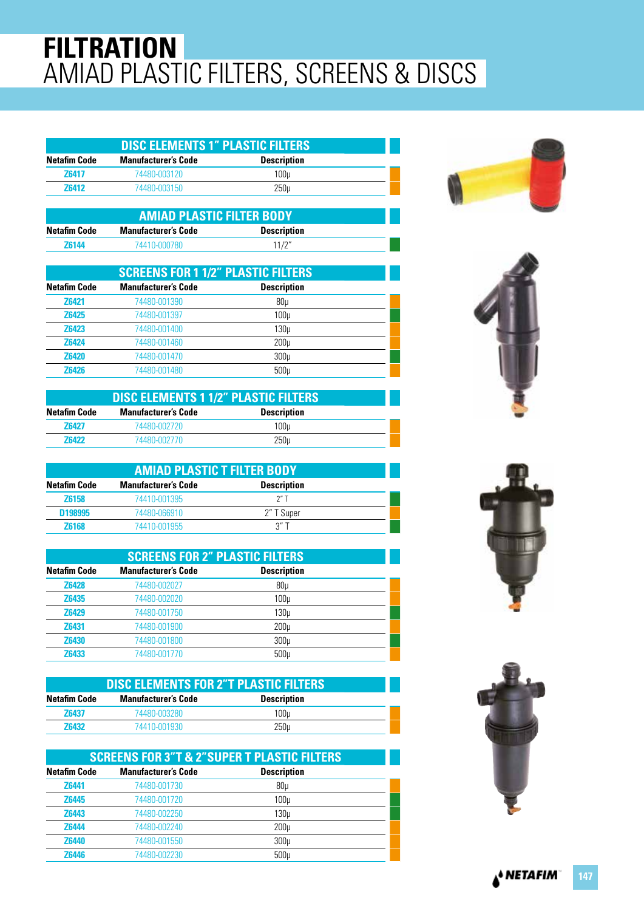# FILTRATION
## AMIAD PLASTIC FILTERS, SCREENS & DISCS

### DISC ELEMENTS 1" PLASTIC FILTERS

| Netafim Code | Manufacturer's Code | Description |
|---|---|---|
| Z6417 | 74480-003120 | 100µ |
| Z6412 | 74480-003150 | 250µ |

### AMIAD PLASTIC FILTER BODY

| Netafim Code | Manufacturer's Code | Description |
|---|---|---|
| Z6144 | 74410-000780 | 11/2" |

### SCREENS FOR 1 1/2" PLASTIC FILTERS

| Netafim Code | Manufacturer's Code | Description |
|---|---|---|
| Z6421 | 74480-001390 | 80µ |
| Z6425 | 74480-001397 | 100µ |
| Z6423 | 74480-001400 | 130µ |
| Z6424 | 74480-001460 | 200µ |
| Z6420 | 74480-001470 | 300µ |
| Z6426 | 74480-001480 | 500µ |

### DISC ELEMENTS 1 1/2" PLASTIC FILTERS

| Netafim Code | Manufacturer's Code | Description |
|---|---|---|
| Z6427 | 74480-002720 | 100µ |
| Z6422 | 74480-002770 | 250µ |

### AMIAD PLASTIC T FILTER BODY

| Netafim Code | Manufacturer's Code | Description |
|---|---|---|
| Z6158 | 74410-001395 | 2" T |
| D198995 | 74480-066910 | 2" T Super |
| Z6168 | 74410-001955 | 3" T |

### SCREENS FOR 2" PLASTIC FILTERS

| Netafim Code | Manufacturer's Code | Description |
|---|---|---|
| Z6428 | 74480-002027 | 80µ |
| Z6435 | 74480-002020 | 100µ |
| Z6429 | 74480-001750 | 130µ |
| Z6431 | 74480-001900 | 200µ |
| Z6430 | 74480-001800 | 300µ |
| Z6433 | 74480-001770 | 500µ |

### DISC ELEMENTS FOR 2"T PLASTIC FILTERS

| Netafim Code | Manufacturer's Code | Description |
|---|---|---|
| Z6437 | 74480-003280 | 100µ |
| Z6432 | 74410-001930 | 250µ |

### SCREENS FOR 3"T & 2"SUPER T PLASTIC FILTERS

| Netafim Code | Manufacturer's Code | Description |
|---|---|---|
| Z6441 | 74480-001730 | 80µ |
| Z6445 | 74480-001720 | 100µ |
| Z6443 | 74480-002250 | 130µ |
| Z6444 | 74480-002240 | 200µ |
| Z6440 | 74480-001550 | 300µ |
| Z6446 | 74480-002230 | 500µ |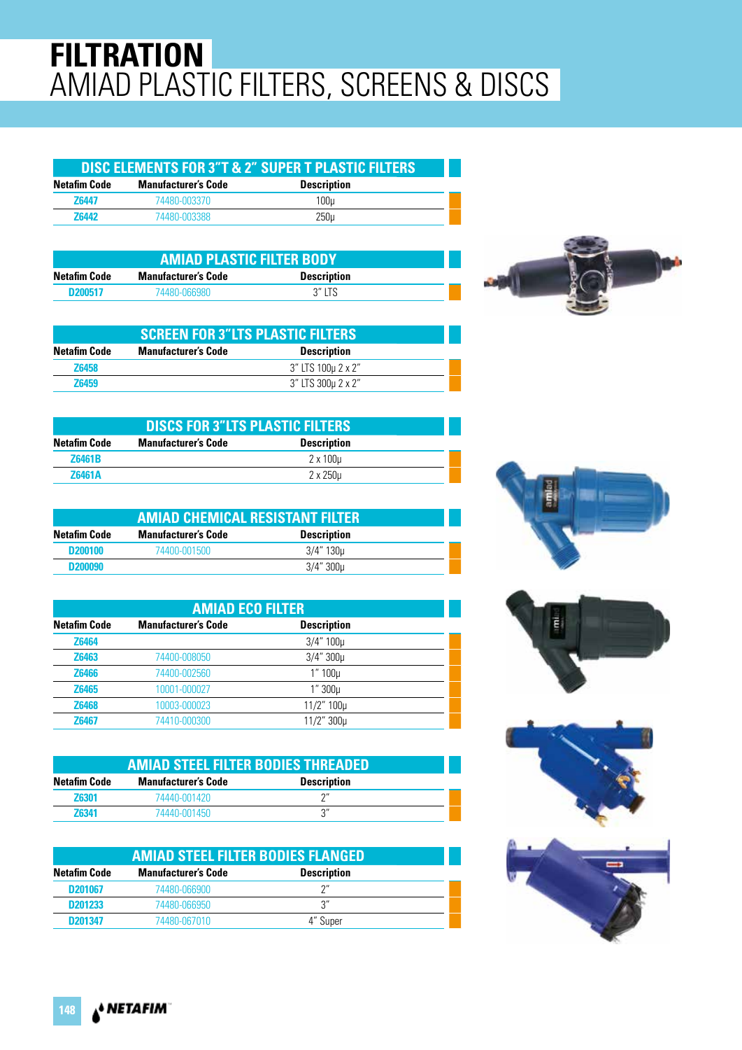# FILTRATION
## AMIAD PLASTIC FILTERS, SCREENS & DISCS

### DISC ELEMENTS FOR 3"T & 2" SUPER T PLASTIC FILTERS

| Netafim Code | Manufacturer's Code | Description |
|---|---|---|
| Z6447 | 74480-003370 | 100µ |
| Z6442 | 74480-003388 | 250µ |

### AMIAD PLASTIC FILTER BODY

| Netafim Code | Manufacturer's Code | Description |
|---|---|---|
| D200517 | 74480-066980 | 3" LTS |

### SCREEN FOR 3"LTS PLASTIC FILTERS

| Netafim Code | Manufacturer's Code | Description |
|---|---|---|
| Z6458 | | 3" LTS 100µ 2 x 2" |
| Z6459 | | 3" LTS 300µ 2 x 2" |

### DISCS FOR 3"LTS PLASTIC FILTERS

| Netafim Code | Manufacturer's Code | Description |
|---|---|---|
| Z6461B | | 2 x 100µ |
| Z6461A | | 2 x 250µ |

### AMIAD CHEMICAL RESISTANT FILTER

| Netafim Code | Manufacturer's Code | Description |
|---|---|---|
| D200100 | 74400-001500 | 3/4" 130µ |
| D200090 | | 3/4" 300µ |

### AMIAD ECO FILTER

| Netafim Code | Manufacturer's Code | Description |
|---|---|---|
| Z6464 | | 3/4" 100µ |
| Z6463 | 74400-008050 | 3/4" 300µ |
| Z6466 | 74400-002560 | 1" 100µ |
| Z6465 | 10001-000027 | 1" 300µ |
| Z6468 | 10003-000023 | 11/2" 100µ |
| Z6467 | 74410-000300 | 11/2" 300µ |

### AMIAD STEEL FILTER BODIES THREADED

| Netafim Code | Manufacturer's Code | Description |
|---|---|---|
| Z6301 | 74440-001420 | 2" |
| Z6341 | 74440-001450 | 3" |

### AMIAD STEEL FILTER BODIES FLANGED

| Netafim Code | Manufacturer's Code | Description |
|---|---|---|
| D201067 | 74480-066900 | 2" |
| D201233 | 74480-066950 | 3" |
| D201347 | 74480-067010 | 4" Super |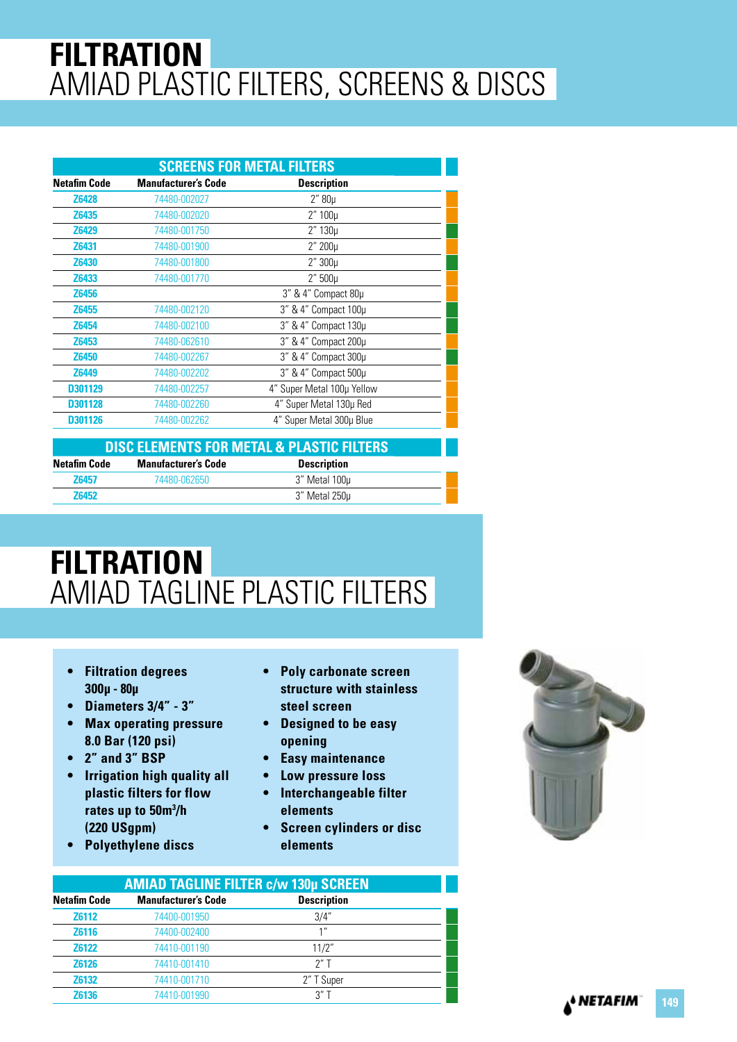# FILTRATION
## AMIAD PLASTIC FILTERS, SCREENS & DISCS

| SCREENS FOR METAL FILTERS | | |
|---|---|---|
| **Netafim Code** | **Manufacturer's Code** | **Description** |
| Z6428 | 74480-002027 | 2" 80µ |
| Z6435 | 74480-002020 | 2" 100µ |
| Z6429 | 74480-001750 | 2" 130µ |
| Z6431 | 74480-001900 | 2" 200µ |
| Z6430 | 74480-001800 | 2" 300µ |
| Z6433 | 74480-001770 | 2" 500µ |
| Z6456 | | 3" & 4" Compact 80µ |
| Z6455 | 74480-002120 | 3" & 4" Compact 100µ |
| Z6454 | 74480-002100 | 3" & 4" Compact 130µ |
| Z6453 | 74480-062610 | 3" & 4" Compact 200µ |
| Z6450 | 74480-002267 | 3" & 4" Compact 300µ |
| Z6449 | 74480-002202 | 3" & 4" Compact 500µ |
| D301129 | 74480-002257 | 4" Super Metal 100µ Yellow |
| D301128 | 74480-002260 | 4" Super Metal 130µ Red |
| D301126 | 74480-002262 | 4" Super Metal 300µ Blue |

| DISC ELEMENTS FOR METAL & PLASTIC FILTERS | | |
|---|---|---|
| **Netafim Code** | **Manufacturer's Code** | **Description** |
| Z6457 | 74480-062650 | 3" Metal 100µ |
| Z6452 | | 3" Metal 250µ |

# FILTRATION
## AMIAD TAGLINE PLASTIC FILTERS

- **Filtration degrees 300µ - 80µ**
- **Diameters 3/4" - 3"**
- **Max operating pressure 8.0 Bar (120 psi)**
- **2" and 3" BSP**
- **Irrigation high quality all plastic filters for flow rates up to 50m³/h (220 USgpm)**
- **Polyethylene discs**
- **Poly carbonate screen structure with stainless steel screen**
- **Designed to be easy opening**
- **Easy maintenance**
- **Low pressure loss**
- **Interchangeable filter elements**
- **Screen cylinders or disc elements**

| AMIAD TAGLINE FILTER c/w 130µ SCREEN | | |
|---|---|---|
| **Netafim Code** | **Manufacturer's Code** | **Description** |
| Z6112 | 74400-001950 | 3/4" |
| Z6116 | 74400-002400 | 1" |
| Z6122 | 74410-001190 | 11/2" |
| Z6126 | 74410-001410 | 2" T |
| Z6132 | 74410-001710 | 2" T Super |
| Z6136 | 74410-001990 | 3" T |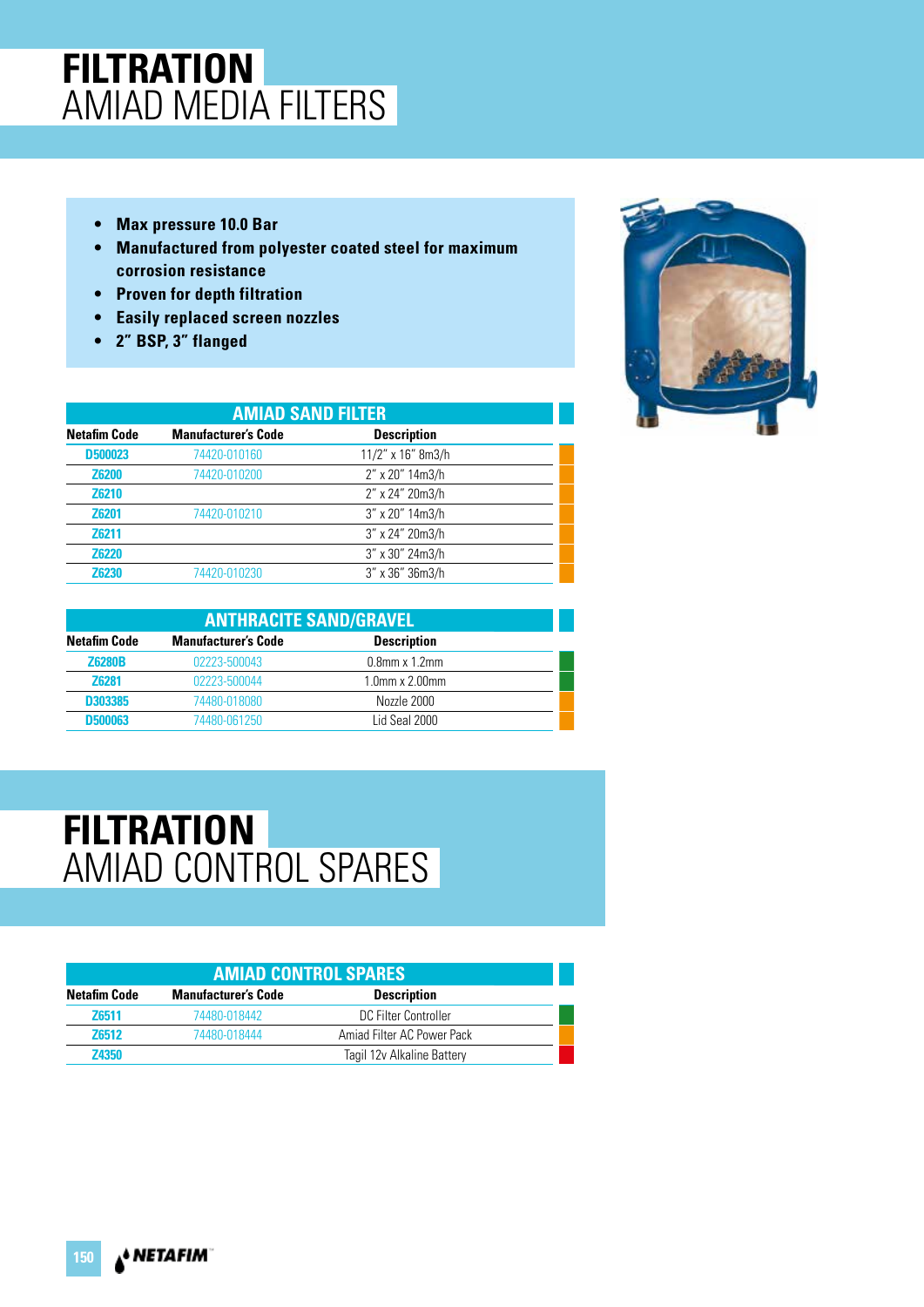# FILTRATION
## AMIAD MEDIA FILTERS

- **Max pressure 10.0 Bar**
- **Manufactured from polyester coated steel for maximum corrosion resistance**
- **Proven for depth filtration**
- **Easily replaced screen nozzles**
- **2" BSP, 3" flanged**

| AMIAD SAND FILTER | | |
|---|---|---|
| **Netafim Code** | **Manufacturer's Code** | **Description** |
| D500023 | 74420-010160 | 11/2" x 16" 8m3/h |
| Z6200 | 74420-010200 | 2" x 20" 14m3/h |
| Z6210 | | 2" x 24" 20m3/h |
| Z6201 | 74420-010210 | 3" x 20" 14m3/h |
| Z6211 | | 3" x 24" 20m3/h |
| Z6220 | | 3" x 30" 24m3/h |
| Z6230 | 74420-010230 | 3" x 36" 36m3/h |

| ANTHRACITE SAND/GRAVEL | | |
|---|---|---|
| **Netafim Code** | **Manufacturer's Code** | **Description** |
| Z6280B | 02223-500043 | 0.8mm x 1.2mm |
| Z6281 | 02223-500044 | 1.0mm x 2.00mm |
| D303385 | 74480-018080 | Nozzle 2000 |
| D500063 | 74480-061250 | Lid Seal 2000 |

# FILTRATION
## AMIAD CONTROL SPARES

| AMIAD CONTROL SPARES | | |
|---|---|---|
| **Netafim Code** | **Manufacturer's Code** | **Description** |
| Z6511 | 74480-018442 | DC Filter Controller |
| Z6512 | 74480-018444 | Amiad Filter AC Power Pack |
| Z4350 | | Tagil 12v Alkaline Battery |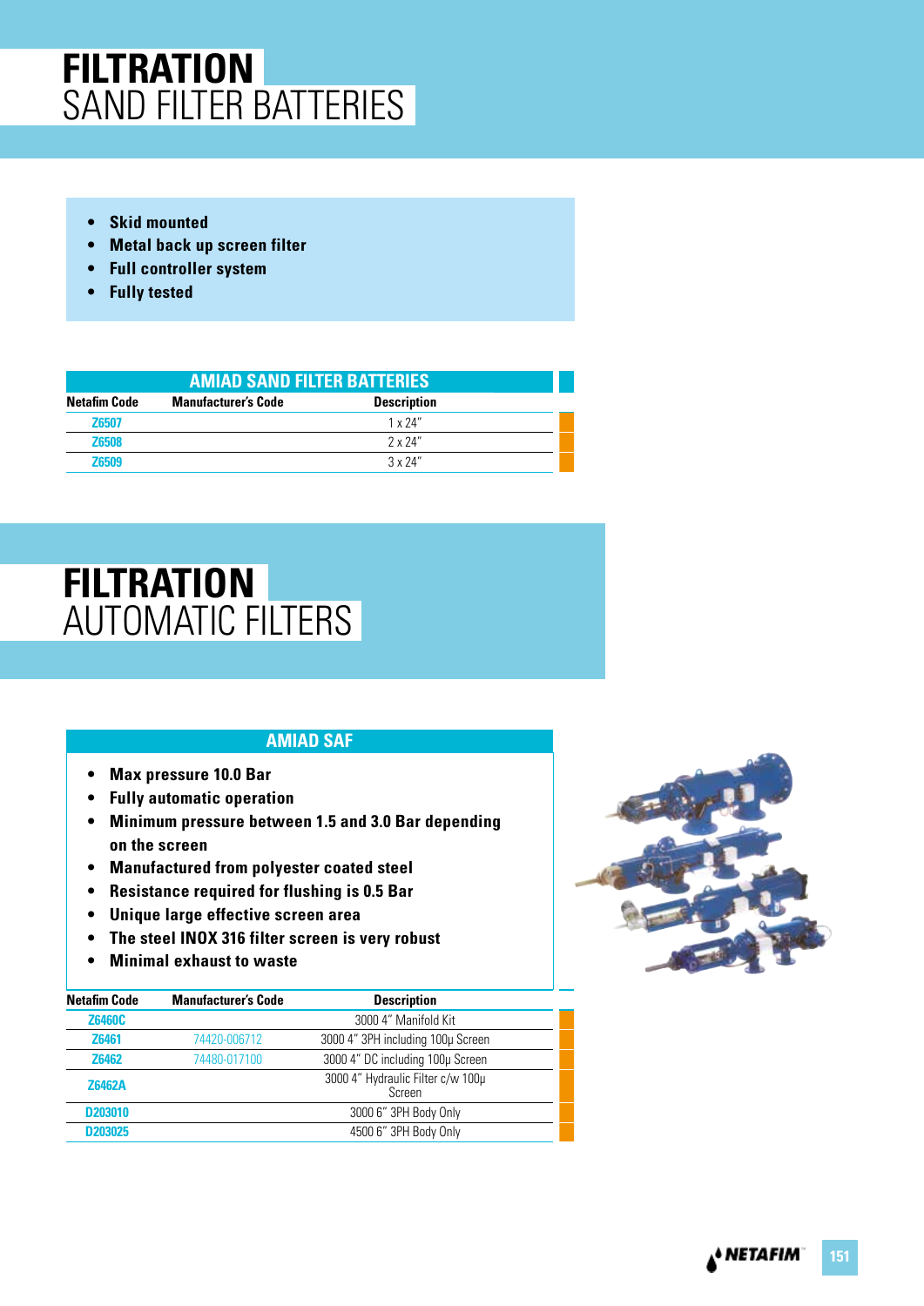# FILTRATION
## SAND FILTER BATTERIES

- Skid mounted
- Metal back up screen filter
- Full controller system
- Fully tested

**AMIAD SAND FILTER BATTERIES**

| Netafim Code | Manufacturer's Code | Description |
|---|---|---|
| Z6507 | | 1 x 24" |
| Z6508 | | 2 x 24" |
| Z6509 | | 3 x 24" |

# FILTRATION
## AUTOMATIC FILTERS

### AMIAD SAF

- Max pressure 10.0 Bar
- Fully automatic operation
- Minimum pressure between 1.5 and 3.0 Bar depending on the screen
- Manufactured from polyester coated steel
- Resistance required for flushing is 0.5 Bar
- Unique large effective screen area
- The steel INOX 316 filter screen is very robust
- Minimal exhaust to waste

| Netafim Code | Manufacturer's Code | Description |
|---|---|---|
| Z6460C | | 3000 4" Manifold Kit |
| Z6461 | 74420-006712 | 3000 4" 3PH including 100μ Screen |
| Z6462 | 74480-017100 | 3000 4" DC including 100μ Screen |
| Z6462A | | 3000 4" Hydraulic Filter c/w 100μ Screen |
| D203010 | | 3000 6" 3PH Body Only |
| D203025 | | 4500 6" 3PH Body Only |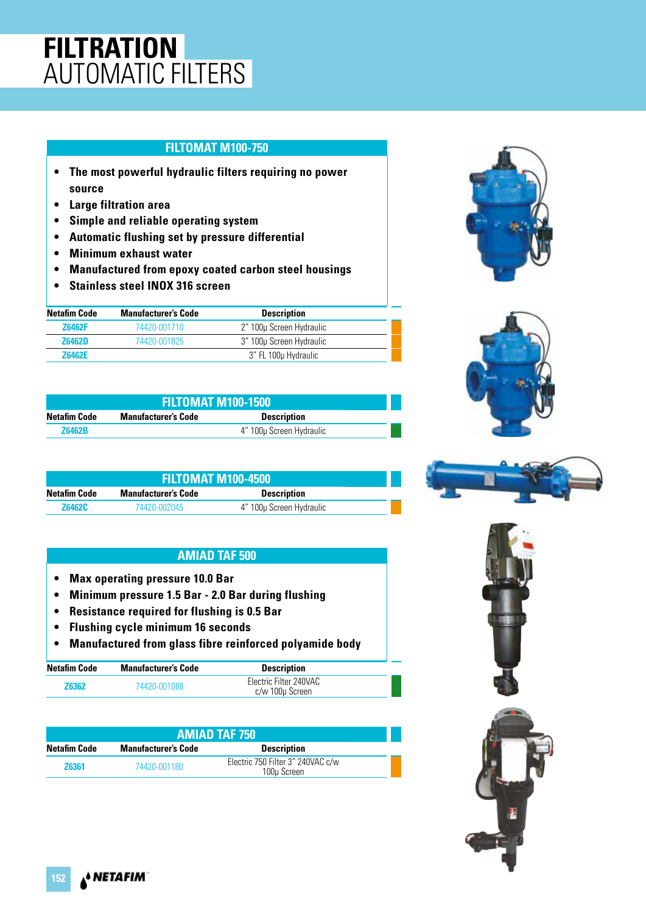# FILTRATION
## AUTOMATIC FILTERS

### FILTOMAT M100-750

- The most powerful hydraulic filters requiring no power source
- Large filtration area
- Simple and reliable operating system
- Automatic flushing set by pressure differential
- Minimum exhaust water
- Manufactured from epoxy coated carbon steel housings
- Stainless steel INOX 316 screen

| Netafim Code | Manufacturer's Code | Description |
|---|---|---|
| Z6462F | 74420-001710 | 2" 100μ Screen Hydraulic |
| Z6462D | 74420-001825 | 3" 100μ Screen Hydraulic |
| Z6462E | | 3" FL 100μ Hydraulic |

### FILTOMAT M100-1500

| Netafim Code | Manufacturer's Code | Description |
|---|---|---|
| Z6462B | | 4" 100μ Screen Hydraulic |

### FILTOMAT M100-4500

| Netafim Code | Manufacturer's Code | Description |
|---|---|---|
| Z6462C | 74420-002045 | 4" 100μ Screen Hydraulic |

### AMIAD TAF 500

- Max operating pressure 10.0 Bar
- Minimum pressure 1.5 Bar - 2.0 Bar during flushing
- Resistance required for flushing is 0.5 Bar
- Flushing cycle minimum 16 seconds
- Manufactured from glass fibre reinforced polyamide body

| Netafim Code | Manufacturer's Code | Description |
|---|---|---|
| Z6362 | 74420-001088 | Electric Filter 240VAC c/w 100μ Screen |

### AMIAD TAF 750

| Netafim Code | Manufacturer's Code | Description |
|---|---|---|
| Z6361 | 74420-001180 | Electric 750 Filter 3" 240VAC c/w 100μ Screen |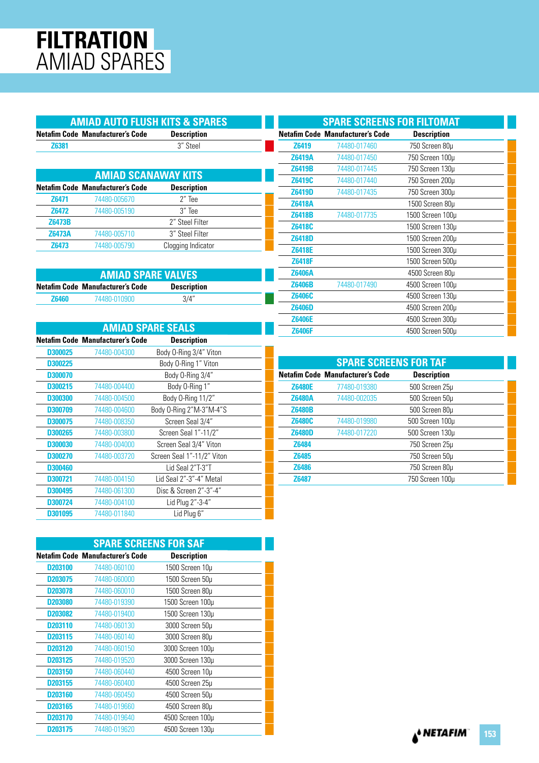# FILTRATION
# AMIAD SPARES

## AMIAD AUTO FLUSH KITS & SPARES

| Netafim Code | Manufacturer's Code | Description |
|---|---|---|
| Z6381 | | 3" Steel |

## AMIAD SCANAWAY KITS

| Netafim Code | Manufacturer's Code | Description |
|---|---|---|
| Z6471 | 74480-005670 | 2" Tee |
| Z6472 | 74480-005190 | 3" Tee |
| Z6473B | | 2" Steel Filter |
| Z6473A | 74480-005710 | 3" Steel Filter |
| Z6473 | 74480-005790 | Clogging Indicator |

## AMIAD SPARE VALVES

| Netafim Code | Manufacturer's Code | Description |
|---|---|---|
| Z6460 | 74480-010900 | 3/4" |

## AMIAD SPARE SEALS

| Netafim Code | Manufacturer's Code | Description |
|---|---|---|
| D300025 | 74480-004300 | Body O-Ring 3/4" Viton |
| D300225 | | Body O-Ring 1" Viton |
| D300070 | | Body O-Ring 3/4" |
| D300215 | 74480-004400 | Body O-Ring 1" |
| D300300 | 74480-004500 | Body O-Ring 11/2" |
| D300709 | 74480-004600 | Body O-Ring 2"M-3"M-4"S |
| D300075 | 74480-008350 | Screen Seal 3/4" |
| D300265 | 74480-003800 | Screen Seal 1"-11/2" |
| D300030 | 74480-004000 | Screen Seal 3/4" Viton |
| D300270 | 74480-003720 | Screen Seal 1"-11/2" Viton |
| D300460 | | Lid Seal 2"T-3"T |
| D300721 | 74480-004150 | Lid Seal 2"-3"-4" Metal |
| D300495 | 74480-061300 | Disc & Screen 2"-3"-4" |
| D300724 | 74480-004100 | Lid Plug 2"-3-4" |
| D301095 | 74480-011840 | Lid Plug 6" |

## SPARE SCREENS FOR SAF

| Netafim Code | Manufacturer's Code | Description |
|---|---|---|
| D203100 | 74480-060100 | 1500 Screen 10µ |
| D203075 | 74480-060000 | 1500 Screen 50µ |
| D203078 | 74480-060010 | 1500 Screen 80µ |
| D203080 | 74480-019390 | 1500 Screen 100µ |
| D203082 | 74480-019400 | 1500 Screen 130µ |
| D203110 | 74480-060130 | 3000 Screen 50µ |
| D203115 | 74480-060140 | 3000 Screen 80µ |
| D203120 | 74480-060150 | 3000 Screen 100µ |
| D203125 | 74480-019520 | 3000 Screen 130µ |
| D203150 | 74480-060440 | 4500 Screen 10µ |
| D203155 | 74480-060400 | 4500 Screen 25µ |
| D203160 | 74480-060450 | 4500 Screen 50µ |
| D203165 | 74480-019660 | 4500 Screen 80µ |
| D203170 | 74480-019640 | 4500 Screen 100µ |
| D203175 | 74480-019620 | 4500 Screen 130µ |

## SPARE SCREENS FOR FILTOMAT

| Netafim Code | Manufacturer's Code | Description |
|---|---|---|
| Z6419 | 74480-017460 | 750 Screen 80µ |
| Z6419A | 74480-017450 | 750 Screen 100µ |
| Z6419B | 74480-017445 | 750 Screen 130µ |
| Z6419C | 74480-017440 | 750 Screen 200µ |
| Z6419D | 74480-017435 | 750 Screen 300µ |
| Z6418A | | 1500 Screen 80µ |
| Z6418B | 74480-017735 | 1500 Screen 100µ |
| Z6418C | | 1500 Screen 130µ |
| Z6418D | | 1500 Screen 200µ |
| Z6418E | | 1500 Screen 300µ |
| Z6418F | | 1500 Screen 500µ |
| Z6406A | | 4500 Screen 80µ |
| Z6406B | 74480-017490 | 4500 Screen 100µ |
| Z6406C | | 4500 Screen 130µ |
| Z6406D | | 4500 Screen 200µ |
| Z6406E | | 4500 Screen 300µ |
| Z6406F | | 4500 Screen 500µ |

## SPARE SCREENS FOR TAF

| Netafim Code | Manufacturer's Code | Description |
|---|---|---|
| Z6480E | 77480-019380 | 500 Screen 25µ |
| Z6480A | 74480-002035 | 500 Screen 50µ |
| Z6480B | | 500 Screen 80µ |
| Z6480C | 74480-019980 | 500 Screen 100µ |
| Z6480D | 74480-017220 | 500 Screen 130µ |
| Z6484 | | 750 Screen 25µ |
| Z6485 | | 750 Screen 50µ |
| Z6486 | | 750 Screen 80µ |
| Z6487 | | 750 Screen 100µ |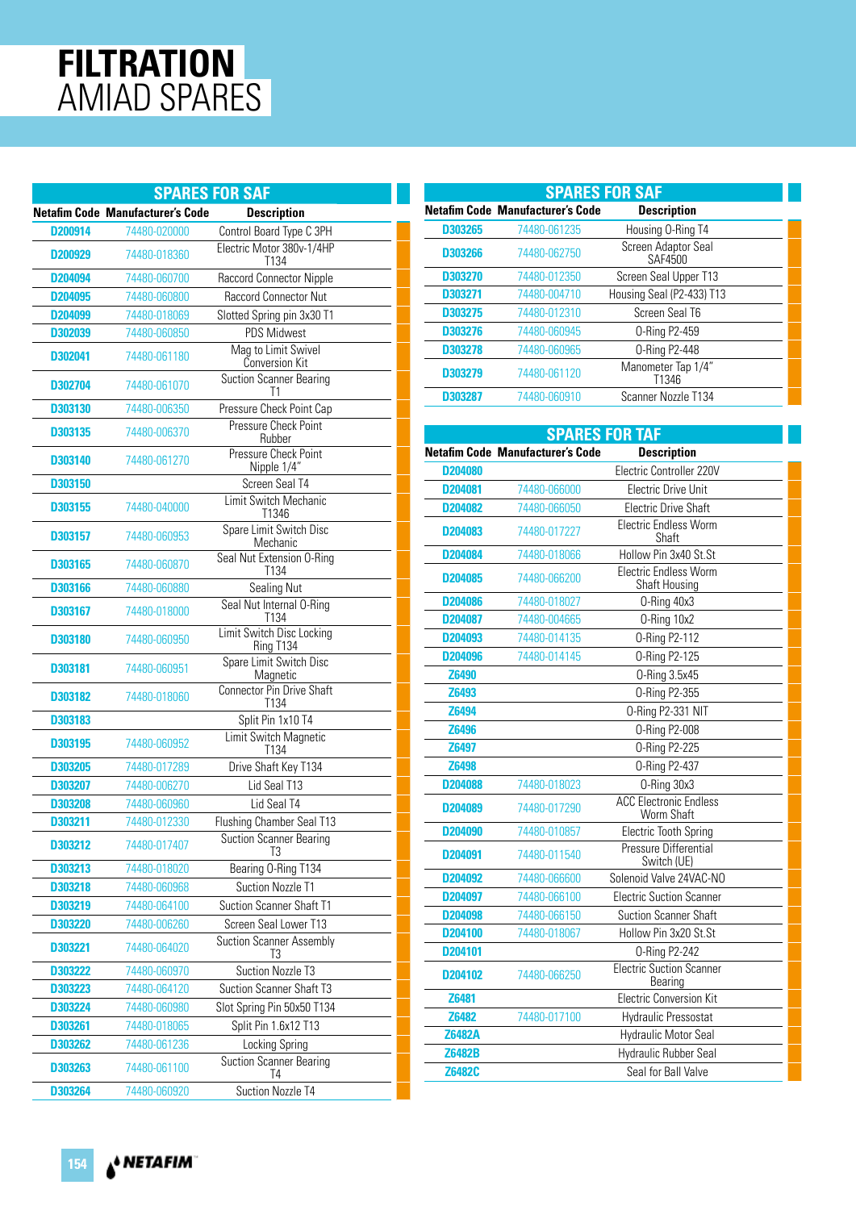# FILTRATION
## AMIAD SPARES

### SPARES FOR SAF

| Netafim Code | Manufacturer's Code | Description |
|---|---|---|
| D200914 | 74480-020000 | Control Board Type C 3PH |
| D200929 | 74480-018360 | Electric Motor 380v-1/4HP T134 |
| D204094 | 74480-060700 | Raccord Connector Nipple |
| D204095 | 74480-060800 | Raccord Connector Nut |
| D204099 | 74480-018069 | Slotted Spring pin 3x30 T1 |
| D302039 | 74480-060850 | PDS Midwest |
| D302041 | 74480-061180 | Mag to Limit Swivel Conversion Kit |
| D302704 | 74480-061070 | Suction Scanner Bearing T1 |
| D303130 | 74480-006350 | Pressure Check Point Cap |
| D303135 | 74480-006370 | Pressure Check Point Rubber |
| D303140 | 74480-061270 | Pressure Check Point Nipple 1/4" |
| D303150 | | Screen Seal T4 |
| D303155 | 74480-040000 | Limit Switch Mechanic T1346 |
| D303157 | 74480-060953 | Spare Limit Switch Disc Mechanic |
| D303165 | 74480-060870 | Seal Nut Extension O-Ring T134 |
| D303166 | 74480-060880 | Sealing Nut |
| D303167 | 74480-018000 | Seal Nut Internal O-Ring T134 |
| D303180 | 74480-060950 | Limit Switch Disc Locking Ring T134 |
| D303181 | 74480-060951 | Spare Limit Switch Disc Magnetic |
| D303182 | 74480-018060 | Connector Pin Drive Shaft T134 |
| D303183 | | Split Pin 1x10 T4 |
| D303195 | 74480-060952 | Limit Switch Magnetic T134 |
| D303205 | 74480-017289 | Drive Shaft Key T134 |
| D303207 | 74480-006270 | Lid Seal T13 |
| D303208 | 74480-060960 | Lid Seal T4 |
| D303211 | 74480-012330 | Flushing Chamber Seal T13 |
| D303212 | 74480-017407 | Suction Scanner Bearing T3 |
| D303213 | 74480-018020 | Bearing O-Ring T134 |
| D303218 | 74480-060968 | Suction Nozzle T1 |
| D303219 | 74480-064100 | Suction Scanner Shaft T1 |
| D303220 | 74480-006260 | Screen Seal Lower T13 |
| D303221 | 74480-064020 | Suction Scanner Assembly T3 |
| D303222 | 74480-060970 | Suction Nozzle T3 |
| D303223 | 74480-064120 | Suction Scanner Shaft T3 |
| D303224 | 74480-060980 | Slot Spring Pin 50x50 T134 |
| D303261 | 74480-018065 | Split Pin 1.6x12 T13 |
| D303262 | 74480-061236 | Locking Spring |
| D303263 | 74480-061100 | Suction Scanner Bearing T4 |
| D303264 | 74480-060920 | Suction Nozzle T4 |
| D303265 | 74480-061235 | Housing O-Ring T4 |
| D303266 | 74480-062750 | Screen Adaptor Seal SAF4500 |
| D303270 | 74480-012350 | Screen Seal Upper T13 |
| D303271 | 74480-004710 | Housing Seal (P2-433) T13 |
| D303275 | 74480-012310 | Screen Seal T6 |
| D303276 | 74480-060945 | O-Ring P2-459 |
| D303278 | 74480-060965 | O-Ring P2-448 |
| D303279 | 74480-061120 | Manometer Tap 1/4" T1346 |
| D303287 | 74480-060910 | Scanner Nozzle T134 |

### SPARES FOR TAF

| Netafim Code | Manufacturer's Code | Description |
|---|---|---|
| D204080 | | Electric Controller 220V |
| D204081 | 74480-066000 | Electric Drive Unit |
| D204082 | 74480-066050 | Electric Drive Shaft |
| D204083 | 74480-017227 | Electric Endless Worm Shaft |
| D204084 | 74480-018066 | Hollow Pin 3x40 St.St |
| D204085 | 74480-066200 | Electric Endless Worm Shaft Housing |
| D204086 | 74480-018027 | O-Ring 40x3 |
| D204087 | 74480-004665 | O-Ring 10x2 |
| D204093 | 74480-014135 | O-Ring P2-112 |
| D204096 | 74480-014145 | O-Ring P2-125 |
| Z6490 | | O-Ring 3.5x45 |
| Z6493 | | O-Ring P2-355 |
| Z6494 | | O-Ring P2-331 NIT |
| Z6496 | | O-Ring P2-008 |
| Z6497 | | O-Ring P2-225 |
| Z6498 | | O-Ring P2-437 |
| D204088 | 74480-018023 | O-Ring 30x3 |
| D204089 | 74480-017290 | ACC Electronic Endless Worm Shaft |
| D204090 | 74480-010857 | Electric Tooth Spring |
| D204091 | 74480-011540 | Pressure Differential Switch (UE) |
| D204092 | 74480-066600 | Solenoid Valve 24VAC-NO |
| D204097 | 74480-066100 | Electric Suction Scanner |
| D204098 | 74480-066150 | Suction Scanner Shaft |
| D204100 | 74480-018067 | Hollow Pin 3x20 St.St |
| D204101 | | O-Ring P2-242 |
| D204102 | 74480-066250 | Electric Suction Scanner Bearing |
| Z6481 | | Electric Conversion Kit |
| Z6482 | 74480-017100 | Hydraulic Pressostat |
| Z6482A | | Hydraulic Motor Seal |
| Z6482B | | Hydraulic Rubber Seal |
| Z6482C | | Seal for Ball Valve |

NETAFIM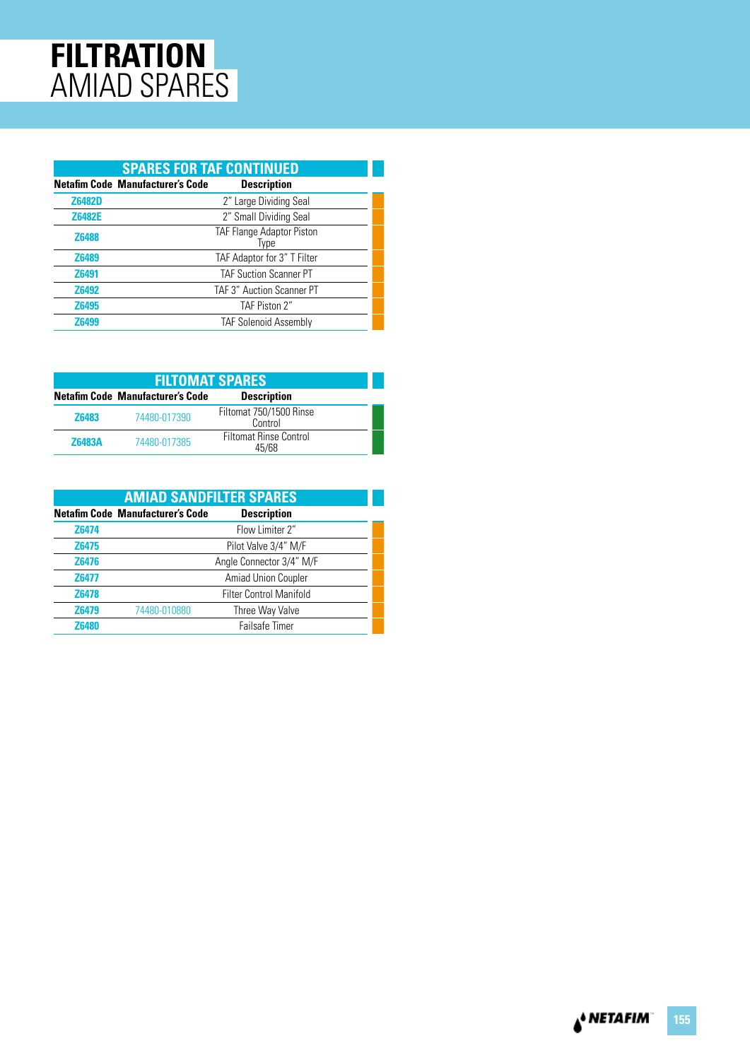# FILTRATION
## AMIAD SPARES

### SPARES FOR TAF CONTINUED

| Netafim Code | Manufacturer's Code | Description |
| --- | --- | --- |
| Z6482D | | 2" Large Dividing Seal |
| Z6482E | | 2" Small Dividing Seal |
| Z6488 | | TAF Flange Adaptor Piston Type |
| Z6489 | | TAF Adaptor for 3" T Filter |
| Z6491 | | TAF Suction Scanner PT |
| Z6492 | | TAF 3" Auction Scanner PT |
| Z6495 | | TAF Piston 2" |
| Z6499 | | TAF Solenoid Assembly |

### FILTOMAT SPARES

| Netafim Code | Manufacturer's Code | Description |
| --- | --- | --- |
| Z6483 | 74480-017390 | Filtomat 750/1500 Rinse Control |
| Z6483A | 74480-017385 | Filtomat Rinse Control 45/68 |

### AMIAD SANDFILTER SPARES

| Netafim Code | Manufacturer's Code | Description |
| --- | --- | --- |
| Z6474 | | Flow Limiter 2" |
| Z6475 | | Pilot Valve 3/4" M/F |
| Z6476 | | Angle Connector 3/4" M/F |
| Z6477 | | Amiad Union Coupler |
| Z6478 | | Filter Control Manifold |
| Z6479 | 74480-010880 | Three Way Valve |
| Z6480 | | Failsafe Timer |